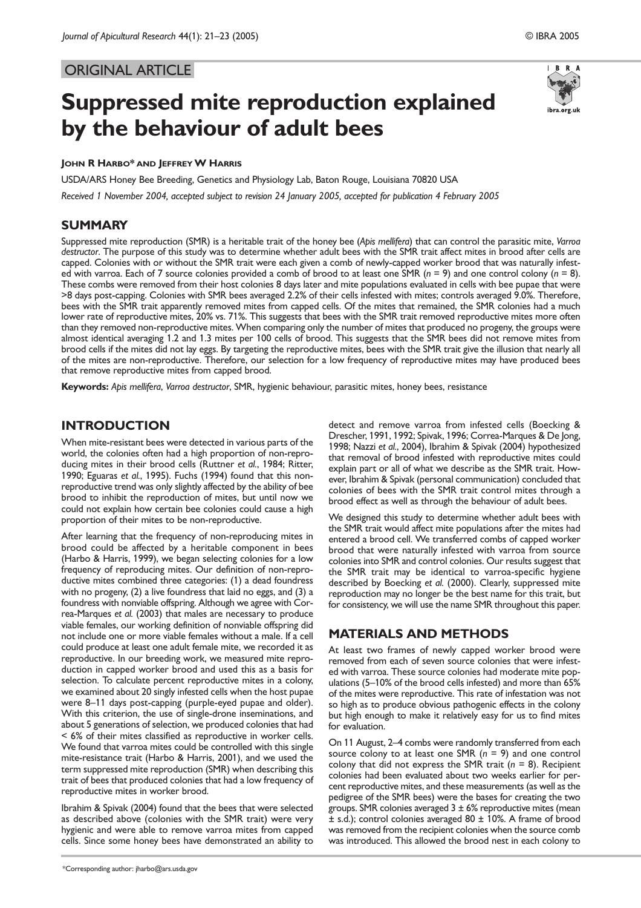ORIGINAL ARTICLE

# Suppressed mite reproduction explained by the behaviour of adult bees

**John R Harbo* and Jeffrey W Harris**

USDA/ARS Honey Bee Breeding, Genetics and Physiology Lab, Baton Rouge, Louisiana 70820 USA

*Received 1 November 2004, accepted subject to revision 24 January 2005, accepted for publication 4 February 2005*

## SUMMARY

Suppressed mite reproduction (SMR) is a heritable trait of the honey bee (*Apis mellifera*) that can control the parasitic mite, *Varroa destructor*. The purpose of this study was to determine whether adult bees with the SMR trait affect mites in brood after cells are capped. Colonies with or without the SMR trait were each given a comb of newly-capped worker brood that was naturally infested with varroa. Each of 7 source colonies provided a comb of brood to at least one SMR ($n = 9$) and one control colony ($n = 8$). These combs were removed from their host colonies 8 days later and mite populations evaluated in cells with bee pupae that were >8 days post-capping. Colonies with SMR bees averaged 2.2% of their cells infested with mites; controls averaged 9.0%. Therefore, bees with the SMR trait apparently removed mites from capped cells. Of the mites that remained, the SMR colonies had a much lower rate of reproductive mites, 20% vs. 71%. This suggests that bees with the SMR trait removed reproductive mites more often than they removed non-reproductive mites. When comparing only the number of mites that produced no progeny, the groups were almost identical averaging 1.2 and 1.3 mites per 100 cells of brood. This suggests that the SMR bees did not remove mites from brood cells if the mites did not lay eggs. By targeting the reproductive mites, bees with the SMR trait give the illusion that nearly all of the mites are non-reproductive. Therefore, our selection for a low frequency of reproductive mites may have produced bees that remove reproductive mites from capped brood.

**Keywords:** *Apis mellifera*, *Varroa destructor*, SMR, hygienic behaviour, parasitic mites, honey bees, resistance

## INTRODUCTION

When mite-resistant bees were detected in various parts of the world, the colonies often had a high proportion of non-reproducing mites in their brood cells (Ruttner *et al*., 1984; Ritter, 1990; Eguaras *et al*., 1995). Fuchs (1994) found that this non-reproductive trend was only slightly affected by the ability of bee brood to inhibit the reproduction of mites, but until now we could not explain how certain bee colonies could cause a high proportion of their mites to be non-reproductive.

After learning that the frequency of non-reproducing mites in brood could be affected by a heritable component in bees (Harbo & Harris, 1999), we began selecting colonies for a low frequency of reproducing mites. Our definition of non-reproductive mites combined three categories: (1) a dead foundress with no progeny, (2) a live foundress that laid no eggs, and (3) a foundress with nonviable offspring. Although we agree with Correa-Marques *et al.* (2003) that males are necessary to produce viable females, our working definition of nonviable offspring did not include one or more viable females without a male. If a cell could produce at least one adult female mite, we recorded it as reproductive. In our breeding work, we measured mite reproduction in capped worker brood and used this as a basis for selection. To calculate percent reproductive mites in a colony, we examined about 20 singly infested cells when the host pupae were 8–11 days post-capping (purple-eyed pupae and older). With this criterion, the use of single-drone inseminations, and about 5 generations of selection, we produced colonies that had < 6% of their mites classified as reproductive in worker cells. We found that varroa mites could be controlled with this single mite-resistance trait (Harbo & Harris, 2001), and we used the term suppressed mite reproduction (SMR) when describing this trait of bees that produced colonies that had a low frequency of reproductive mites in worker brood.

Ibrahim & Spivak (2004) found that the bees that were selected as described above (colonies with the SMR trait) were very hygienic and were able to remove varroa mites from capped cells. Since some honey bees have demonstrated an ability to detect and remove varroa from infested cells (Boecking & Drescher, 1991, 1992; Spivak, 1996; Correa-Marques & De Jong, 1998; Nazzi *et al*., 2004), Ibrahim & Spivak (2004) hypothesized that removal of brood infested with reproductive mites could explain part or all of what we describe as the SMR trait. However, Ibrahim & Spivak (personal communication) concluded that colonies of bees with the SMR trait control mites through a brood effect as well as through the behaviour of adult bees.

We designed this study to determine whether adult bees with the SMR trait would affect mite populations after the mites had entered a brood cell. We transferred combs of capped worker brood that were naturally infested with varroa from source colonies into SMR and control colonies. Our results suggest that the SMR trait may be identical to varroa-specific hygiene described by Boecking *et al.* (2000). Clearly, suppressed mite reproduction may no longer be the best name for this trait, but for consistency, we will use the name SMR throughout this paper.

## MATERIALS AND METHODS

At least two frames of newly capped worker brood were removed from each of seven source colonies that were infested with varroa. These source colonies had moderate mite populations (5–10% of the brood cells infested) and more than 65% of the mites were reproductive. This rate of infestation was not so high as to produce obvious pathogenic effects in the colony but high enough to make it relatively easy for us to find mites for evaluation.

On 11 August, 2–4 combs were randomly transferred from each source colony to at least one SMR ($n = 9$) and one control colony that did not express the SMR trait ($n = 8$). Recipient colonies had been evaluated about two weeks earlier for percent reproductive mites, and these measurements (as well as the pedigree of the SMR bees) were the bases for creating the two groups. SMR colonies averaged 3 ± 6% reproductive mites (mean ± s.d.); control colonies averaged 80 ± 10%. A frame of brood was removed from the recipient colonies when the source comb was introduced. This allowed the brood nest in each colony to

*Corresponding author: jharbo@ars.usda.gov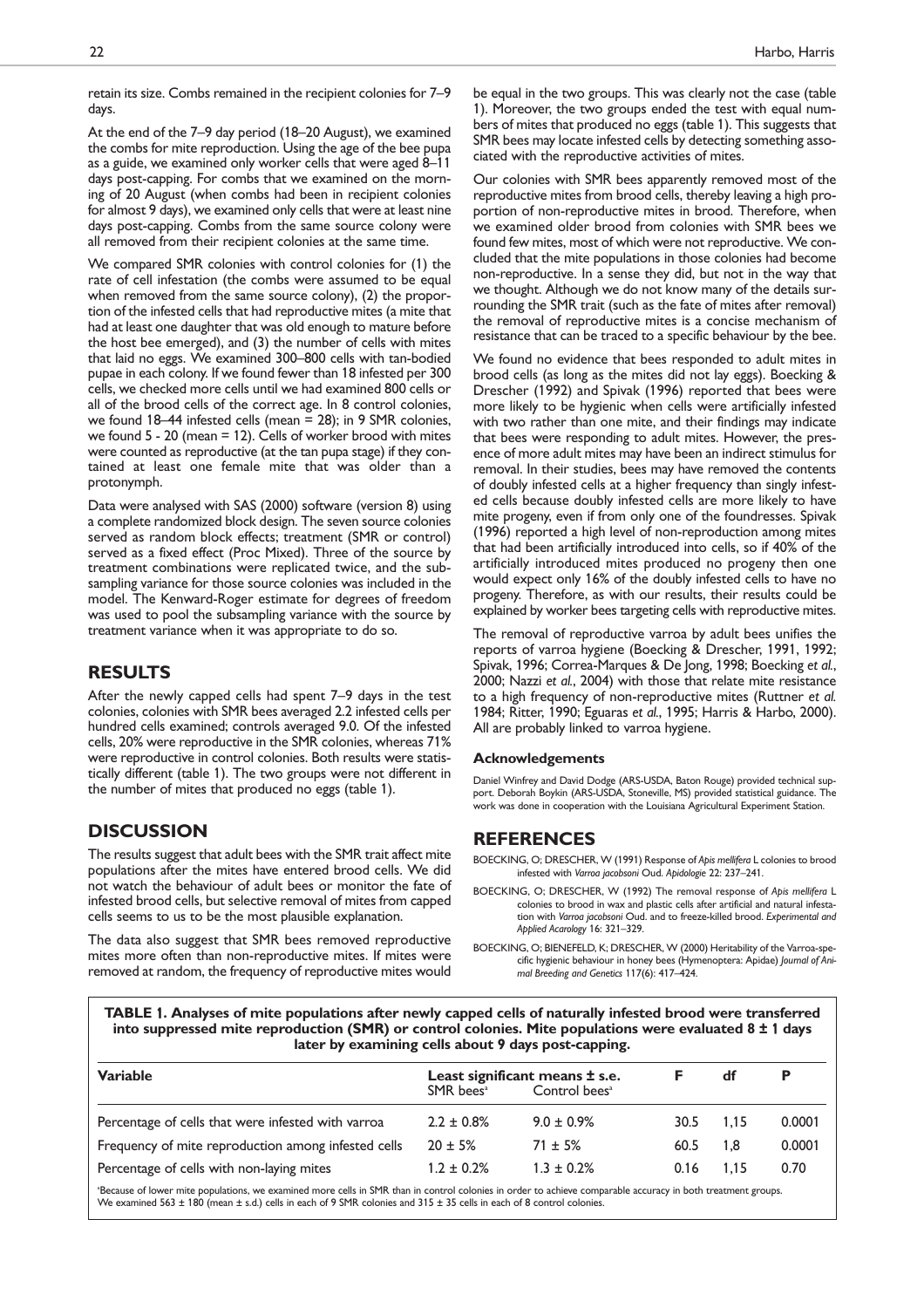retain its size. Combs remained in the recipient colonies for 7–9 days.

At the end of the 7–9 day period (18–20 August), we examined the combs for mite reproduction. Using the age of the bee pupa as a guide, we examined only worker cells that were aged 8–11 days post-capping. For combs that we examined on the morning of 20 August (when combs had been in recipient colonies for almost 9 days), we examined only cells that were at least nine days post-capping. Combs from the same source colony were all removed from their recipient colonies at the same time.

We compared SMR colonies with control colonies for (1) the rate of cell infestation (the combs were assumed to be equal when removed from the same source colony), (2) the proportion of the infested cells that had reproductive mites (a mite that had at least one daughter that was old enough to mature before the host bee emerged), and (3) the number of cells with mites that laid no eggs. We examined 300–800 cells with tan-bodied pupae in each colony. If we found fewer than 18 infested per 300 cells, we checked more cells until we had examined 800 cells or all of the brood cells of the correct age. In 8 control colonies, we found 18–44 infested cells (mean = 28); in 9 SMR colonies, we found 5 - 20 (mean = 12). Cells of worker brood with mites were counted as reproductive (at the tan pupa stage) if they contained at least one female mite that was older than a protonymph.

Data were analysed with SAS (2000) software (version 8) using a complete randomized block design. The seven source colonies served as random block effects; treatment (SMR or control) served as a fixed effect (Proc Mixed). Three of the source by treatment combinations were replicated twice, and the subsampling variance for those source colonies was included in the model. The Kenward-Roger estimate for degrees of freedom was used to pool the subsampling variance with the source by treatment variance when it was appropriate to do so.

## RESULTS

After the newly capped cells had spent 7–9 days in the test colonies, colonies with SMR bees averaged 2.2 infested cells per hundred cells examined; controls averaged 9.0. Of the infested cells, 20% were reproductive in the SMR colonies, whereas 71% were reproductive in control colonies. Both results were statistically different (table 1). The two groups were not different in the number of mites that produced no eggs (table 1).

## DISCUSSION

The results suggest that adult bees with the SMR trait affect mite populations after the mites have entered brood cells. We did not watch the behaviour of adult bees or monitor the fate of infested brood cells, but selective removal of mites from capped cells seems to us to be the most plausible explanation.

The data also suggest that SMR bees removed reproductive mites more often than non-reproductive mites. If mites were removed at random, the frequency of reproductive mites would be equal in the two groups. This was clearly not the case (table 1). Moreover, the two groups ended the test with equal numbers of mites that produced no eggs (table 1). This suggests that SMR bees may locate infested cells by detecting something associated with the reproductive activities of mites.

Our colonies with SMR bees apparently removed most of the reproductive mites from brood cells, thereby leaving a high proportion of non-reproductive mites in brood. Therefore, when we examined older brood from colonies with SMR bees we found few mites, most of which were not reproductive. We concluded that the mite populations in those colonies had become non-reproductive. In a sense they did, but not in the way that we thought. Although we do not know many of the details surrounding the SMR trait (such as the fate of mites after removal) the removal of reproductive mites is a concise mechanism of resistance that can be traced to a specific behaviour by the bee.

We found no evidence that bees responded to adult mites in brood cells (as long as the mites did not lay eggs). Boecking & Drescher (1992) and Spivak (1996) reported that bees were more likely to be hygienic when cells were artificially infested with two rather than one mite, and their findings may indicate that bees were responding to adult mites. However, the presence of more adult mites may have been an indirect stimulus for removal. In their studies, bees may have removed the contents of doubly infested cells at a higher frequency than singly infested cells because doubly infested cells are more likely to have mite progeny, even if from only one of the foundresses. Spivak (1996) reported a high level of non-reproduction among mites that had been artificially introduced into cells, so if 40% of the artificially introduced mites produced no progeny then one would expect only 16% of the doubly infested cells to have no progeny. Therefore, as with our results, their results could be explained by worker bees targeting cells with reproductive mites.

The removal of reproductive varroa by adult bees unifies the reports of varroa hygiene (Boecking & Drescher, 1991, 1992; Spivak, 1996; Correa-Marques & De Jong, 1998; Boecking *et al.*, 2000; Nazzi *et al.*, 2004) with those that relate mite resistance to a high frequency of non-reproductive mites (Ruttner *et al.* 1984; Ritter, 1990; Eguaras *et al.*, 1995; Harris & Harbo, 2000). All are probably linked to varroa hygiene.

### Acknowledgements

Daniel Winfrey and David Dodge (ARS-USDA, Baton Rouge) provided technical support. Deborah Boykin (ARS-USDA, Stoneville, MS) provided statistical guidance. The work was done in cooperation with the Louisiana Agricultural Experiment Station.

## REFERENCES

BOECKING, O; DRESCHER, W (1991) Response of *Apis mellifera* L colonies to brood infested with *Varroa jacobsoni* Oud. *Apidologie* 22: 237–241.

BOECKING, O; DRESCHER, W (1992) The removal response of *Apis mellifera* L colonies to brood in wax and plastic cells after artificial and natural infestation with *Varroa jacobsoni* Oud. and to freeze-killed brood. *Experimental and Applied Acarology* 16: 321–329.

BOECKING, O; BIENEFELD, K; DRESCHER, W (2000) Heritability of the Varroa-specific hygienic behaviour in honey bees (Hymenoptera: Apidae) *Journal of Animal Breeding and Genetics* 117(6): 417–424.

**TABLE 1. Analyses of mite populations after newly capped cells of naturally infested brood were transferred into suppressed mite reproduction (SMR) or control colonies. Mite populations were evaluated 8 ± 1 days later by examining cells about 9 days post-capping.**

| Variable | Least significant means ± s.e. | | F | df | P |
|---|---|---|---|---|---|
| | SMR bees[a] | Control bees[a] | | | |
| Percentage of cells that were infested with varroa | 2.2 ± 0.8% | 9.0 ± 0.9% | 30.5 | 1,15 | 0.0001 |
| Frequency of mite reproduction among infested cells | 20 ± 5% | 71 ± 5% | 60.5 | 1,8 | 0.0001 |
| Percentage of cells with non-laying mites | 1.2 ± 0.2% | 1.3 ± 0.2% | 0.16 | 1,15 | 0.70 |

[a]Because of lower mite populations, we examined more cells in SMR than in control colonies in order to achieve comparable accuracy in both treatment groups. We examined 563 ± 180 (mean ± s.d.) cells in each of 9 SMR colonies and 315 ± 35 cells in each of 8 control colonies.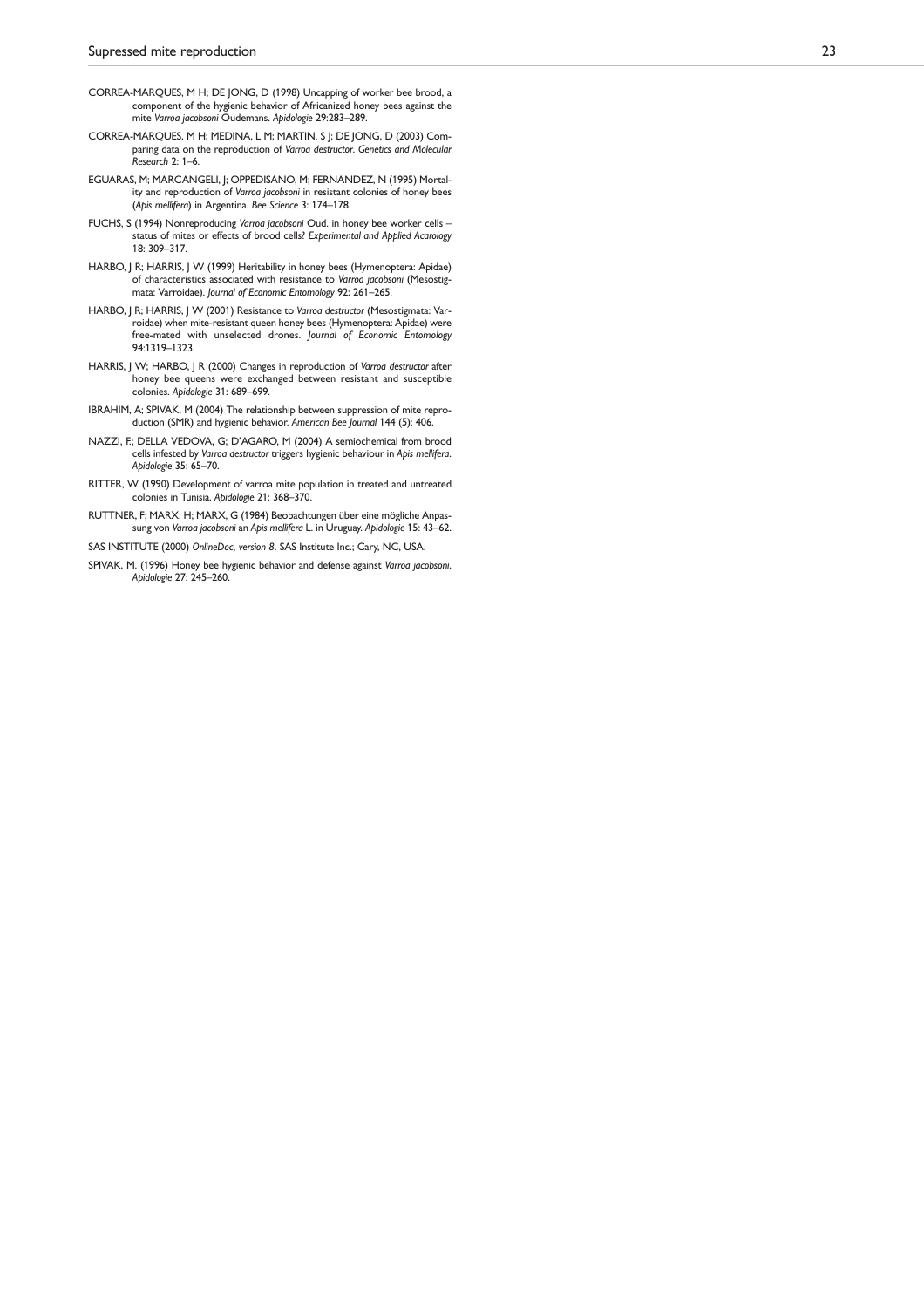CORREA-MARQUES, M H; DE JONG, D (1998) Uncapping of worker bee brood, a component of the hygienic behavior of Africanized honey bees against the mite *Varroa jacobsoni* Oudemans. *Apidologie* 29:283–289.

CORREA-MARQUES, M H; MEDINA, L M; MARTIN, S J; DE JONG, D (2003) Comparing data on the reproduction of *Varroa destructor*. *Genetics and Molecular Research* 2: 1–6.

EGUARAS, M; MARCANGELI, J; OPPEDISANO, M; FERNANDEZ, N (1995) Mortality and reproduction of *Varroa jacobsoni* in resistant colonies of honey bees (*Apis mellifera*) in Argentina. *Bee Science* 3: 174–178.

FUCHS, S (1994) Nonreproducing *Varroa jacobsoni* Oud. in honey bee worker cells – status of mites or effects of brood cells? *Experimental and Applied Acarology* 18: 309–317.

HARBO, J R; HARRIS, J W (1999) Heritability in honey bees (Hymenoptera: Apidae) of characteristics associated with resistance to *Varroa jacobsoni* (Mesostigmata: Varroidae). *Journal of Economic Entomology* 92: 261–265.

HARBO, J R; HARRIS, J W (2001) Resistance to *Varroa destructor* (Mesostigmata: Varroidae) when mite-resistant queen honey bees (Hymenoptera: Apidae) were free-mated with unselected drones. *Journal of Economic Entomology* 94:1319–1323.

HARRIS, J W; HARBO, J R (2000) Changes in reproduction of *Varroa destructor* after honey bee queens were exchanged between resistant and susceptible colonies. *Apidologie* 31: 689–699.

IBRAHIM, A; SPIVAK, M (2004) The relationship between suppression of mite reproduction (SMR) and hygienic behavior. *American Bee Journal* 144 (5): 406.

NAZZI, F.; DELLA VEDOVA, G; D'AGARO, M (2004) A semiochemical from brood cells infested by *Varroa destructor* triggers hygienic behaviour in *Apis mellifera*. *Apidologie* 35: 65–70.

RITTER, W (1990) Development of varroa mite population in treated and untreated colonies in Tunisia. *Apidologie* 21: 368–370.

RUTTNER, F; MARX, H; MARX, G (1984) Beobachtungen über eine mögliche Anpassung von *Varroa jacobsoni* an *Apis mellifera* L. in Uruguay. *Apidologie* 15: 43–62.

SAS INSTITUTE (2000) *OnlineDoc, version 8*. SAS Institute Inc.; Cary, NC, USA.

SPIVAK, M. (1996) Honey bee hygienic behavior and defense against *Varroa jacobsoni*. *Apidologie* 27: 245–260.